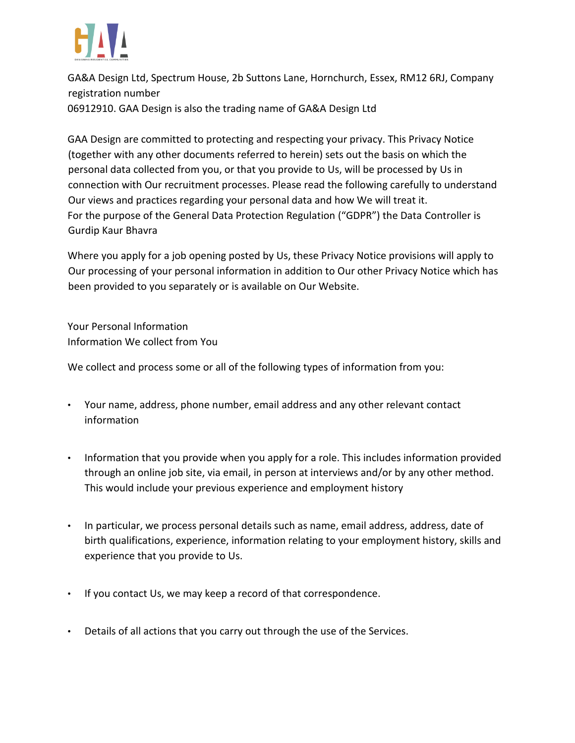GA&A Design Ltd, Spectrum House, 2b Suttons Lane, Hornchurch, Essex, RM12 6RJ, Company registration number 06912910. GAA Design is also the trading name of GA&A Design Ltd

GAA Design are committed to protecting and respecting your privacy. This Privacy Notice (together with any other documents referred to herein) sets out the basis on which the personal data collected from you, or that you provide to Us, will be processed by Us in connection with Our recruitment processes. Please read the following carefully to understand Our views and practices regarding your personal data and how We will treat it.
For the purpose of the General Data Protection Regulation ("GDPR") the Data Controller is Gurdip Kaur Bhavra

Where you apply for a job opening posted by Us, these Privacy Notice provisions will apply to Our processing of your personal information in addition to Our other Privacy Notice which has been provided to you separately or is available on Our Website.

Your Personal Information
Information We collect from You

We collect and process some or all of the following types of information from you:

- Your name, address, phone number, email address and any other relevant contact information
- Information that you provide when you apply for a role. This includes information provided through an online job site, via email, in person at interviews and/or by any other method. This would include your previous experience and employment history
- In particular, we process personal details such as name, email address, address, date of birth qualifications, experience, information relating to your employment history, skills and experience that you provide to Us.
- If you contact Us, we may keep a record of that correspondence.
- Details of all actions that you carry out through the use of the Services.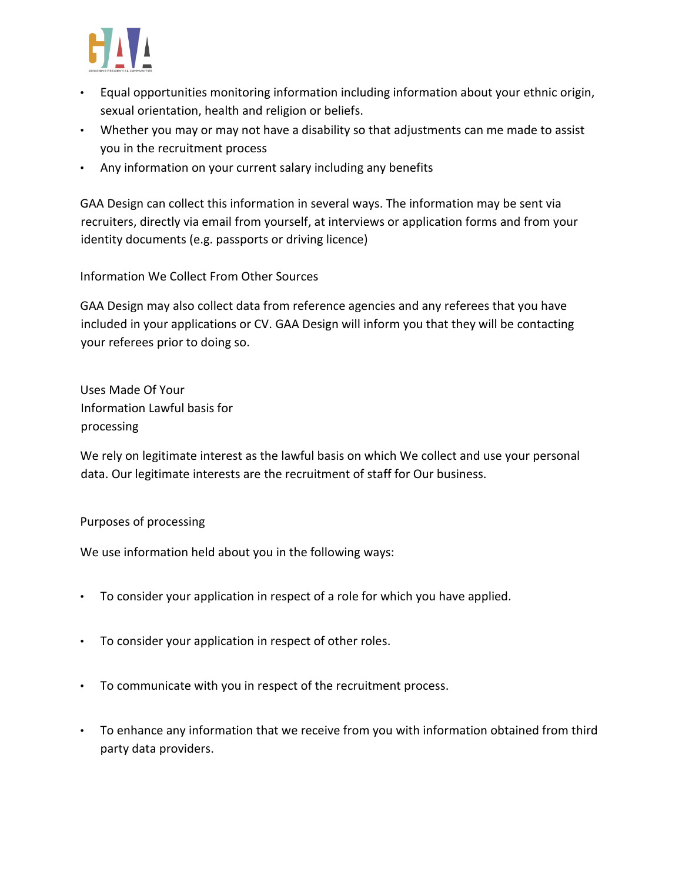- Equal opportunities monitoring information including information about your ethnic origin, sexual orientation, health and religion or beliefs.
- Whether you may or may not have a disability so that adjustments can me made to assist you in the recruitment process
- Any information on your current salary including any benefits

GAA Design can collect this information in several ways. The information may be sent via recruiters, directly via email from yourself, at interviews or application forms and from your identity documents (e.g. passports or driving licence)

Information We Collect From Other Sources

GAA Design may also collect data from reference agencies and any referees that you have included in your applications or CV. GAA Design will inform you that they will be contacting your referees prior to doing so.

Uses Made Of Your Information Lawful basis for processing

We rely on legitimate interest as the lawful basis on which We collect and use your personal data. Our legitimate interests are the recruitment of staff for Our business.

Purposes of processing

We use information held about you in the following ways:

- To consider your application in respect of a role for which you have applied.
- To consider your application in respect of other roles.
- To communicate with you in respect of the recruitment process.
- To enhance any information that we receive from you with information obtained from third party data providers.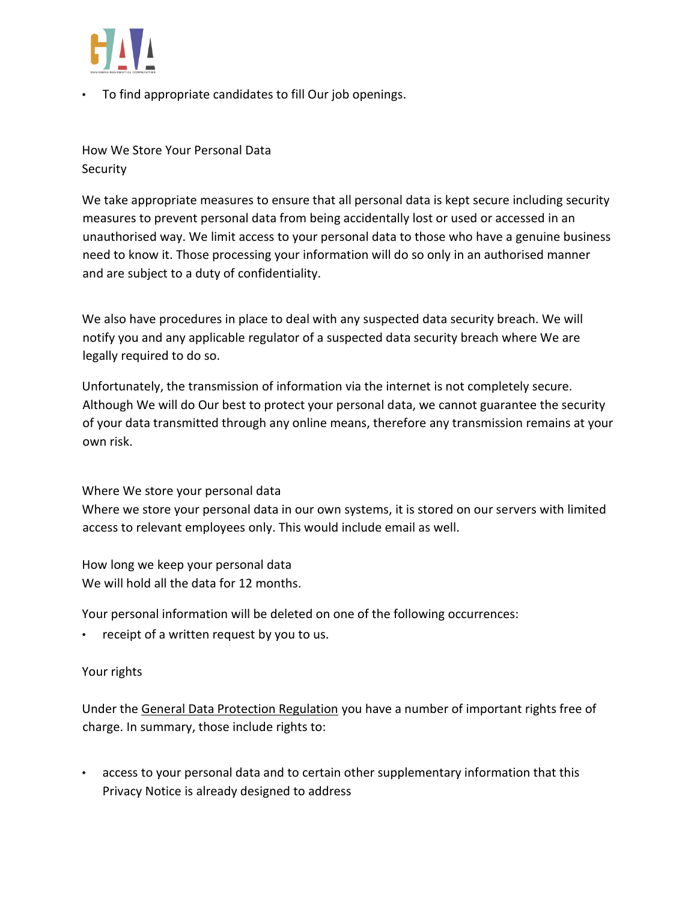- To find appropriate candidates to fill Our job openings.

## How We Store Your Personal Data

### Security

We take appropriate measures to ensure that all personal data is kept secure including security measures to prevent personal data from being accidentally lost or used or accessed in an unauthorised way. We limit access to your personal data to those who have a genuine business need to know it. Those processing your information will do so only in an authorised manner and are subject to a duty of confidentiality.

We also have procedures in place to deal with any suspected data security breach. We will notify you and any applicable regulator of a suspected data security breach where We are legally required to do so.

Unfortunately, the transmission of information via the internet is not completely secure. Although We will do Our best to protect your personal data, we cannot guarantee the security of your data transmitted through any online means, therefore any transmission remains at your own risk.

### Where We store your personal data

Where we store your personal data in our own systems, it is stored on our servers with limited access to relevant employees only. This would include email as well.

### How long we keep your personal data

We will hold all the data for 12 months.

Your personal information will be deleted on one of the following occurrences:

- receipt of a written request by you to us.

## Your rights

Under the General Data Protection Regulation you have a number of important rights free of charge. In summary, those include rights to:

- access to your personal data and to certain other supplementary information that this Privacy Notice is already designed to address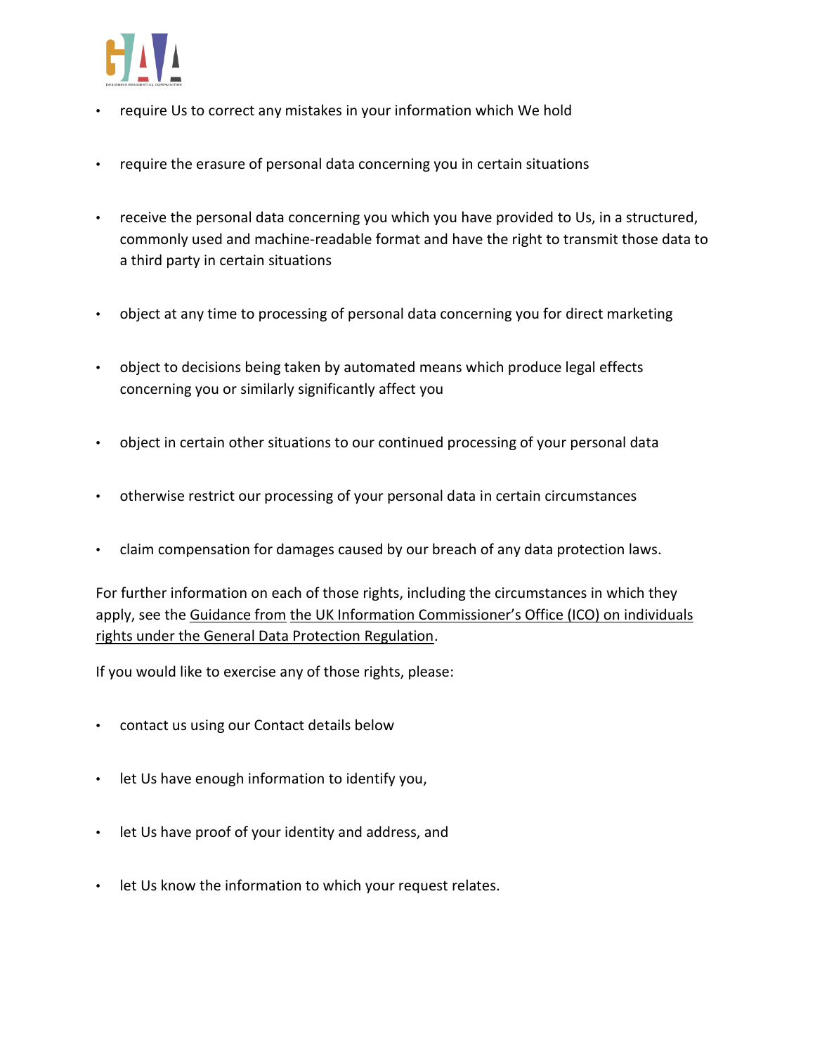- require Us to correct any mistakes in your information which We hold
- require the erasure of personal data concerning you in certain situations
- receive the personal data concerning you which you have provided to Us, in a structured, commonly used and machine-readable format and have the right to transmit those data to a third party in certain situations
- object at any time to processing of personal data concerning you for direct marketing
- object to decisions being taken by automated means which produce legal effects concerning you or similarly significantly affect you
- object in certain other situations to our continued processing of your personal data
- otherwise restrict our processing of your personal data in certain circumstances
- claim compensation for damages caused by our breach of any data protection laws.

For further information on each of those rights, including the circumstances in which they apply, see the Guidance from the UK Information Commissioner's Office (ICO) on individuals rights under the General Data Protection Regulation.

If you would like to exercise any of those rights, please:

- contact us using our Contact details below
- let Us have enough information to identify you,
- let Us have proof of your identity and address, and
- let Us know the information to which your request relates.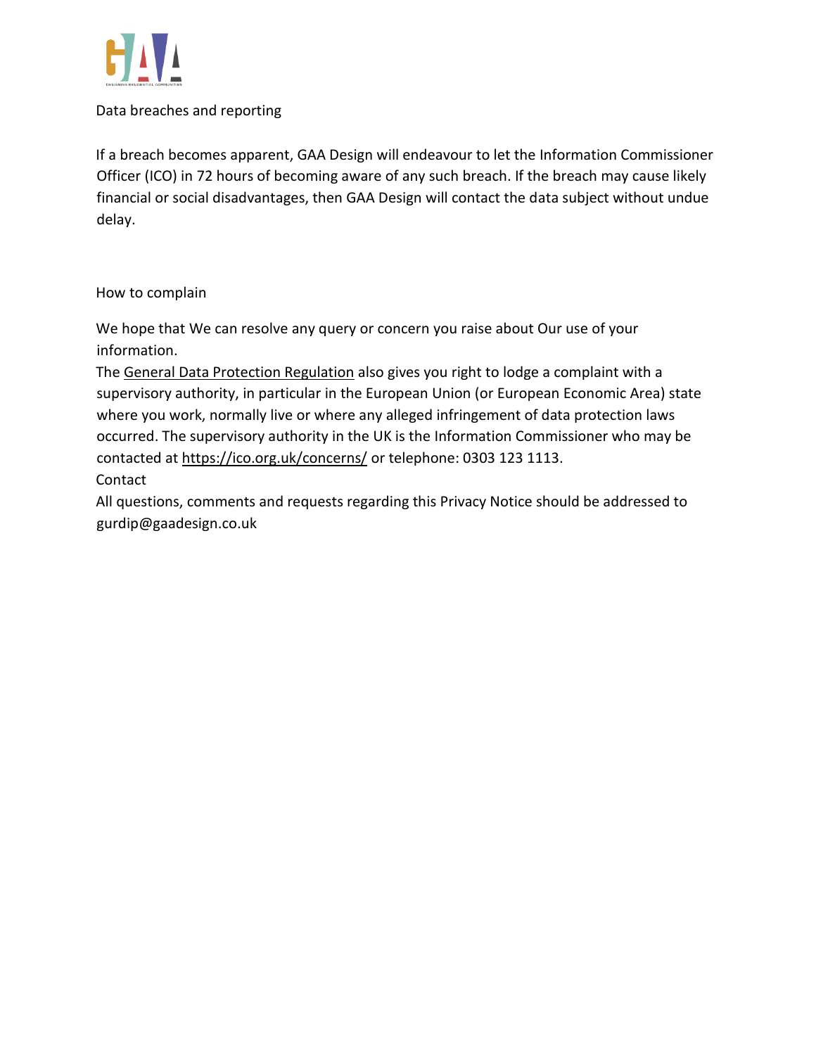Data breaches and reporting

If a breach becomes apparent, GAA Design will endeavour to let the Information Commissioner Officer (ICO) in 72 hours of becoming aware of any such breach. If the breach may cause likely financial or social disadvantages, then GAA Design will contact the data subject without undue delay.

How to complain

We hope that We can resolve any query or concern you raise about Our use of your information.

The General Data Protection Regulation also gives you right to lodge a complaint with a supervisory authority, in particular in the European Union (or European Economic Area) state where you work, normally live or where any alleged infringement of data protection laws occurred. The supervisory authority in the UK is the Information Commissioner who may be contacted at https://ico.org.uk/concerns/ or telephone: 0303 123 1113.

Contact

All questions, comments and requests regarding this Privacy Notice should be addressed to gurdip@gaadesign.co.uk